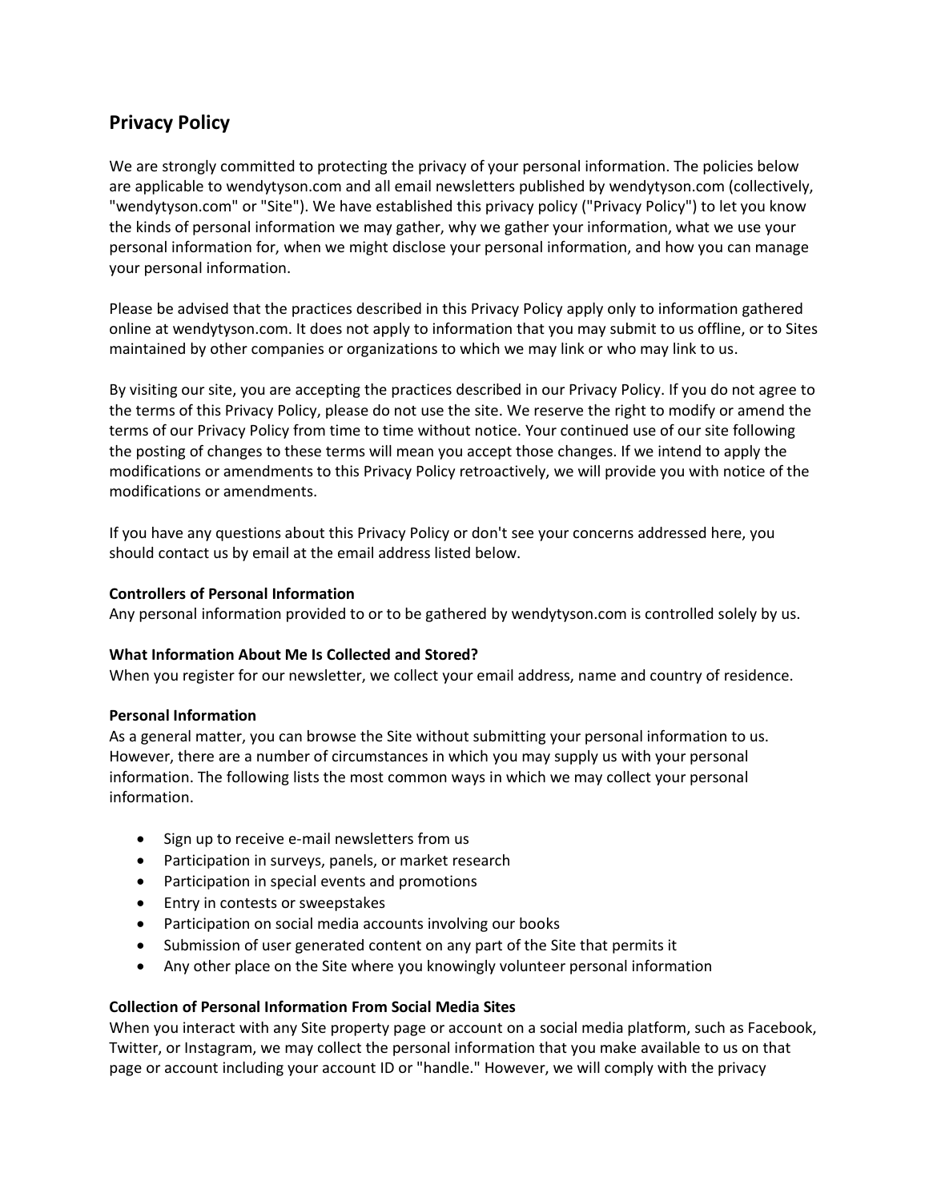## Privacy Policy

We are strongly committed to protecting the privacy of your personal information. The policies below are applicable to wendytyson.com and all email newsletters published by wendytyson.com (collectively, "wendytyson.com" or "Site"). We have established this privacy policy ("Privacy Policy") to let you know the kinds of personal information we may gather, why we gather your information, what we use your personal information for, when we might disclose your personal information, and how you can manage your personal information.

Please be advised that the practices described in this Privacy Policy apply only to information gathered online at wendytyson.com. It does not apply to information that you may submit to us offline, or to Sites maintained by other companies or organizations to which we may link or who may link to us.

By visiting our site, you are accepting the practices described in our Privacy Policy. If you do not agree to the terms of this Privacy Policy, please do not use the site. We reserve the right to modify or amend the terms of our Privacy Policy from time to time without notice. Your continued use of our site following the posting of changes to these terms will mean you accept those changes. If we intend to apply the modifications or amendments to this Privacy Policy retroactively, we will provide you with notice of the modifications or amendments.

If you have any questions about this Privacy Policy or don't see your concerns addressed here, you should contact us by email at the email address listed below.

**Controllers of Personal Information**
Any personal information provided to or to be gathered by wendytyson.com is controlled solely by us.

**What Information About Me Is Collected and Stored?**
When you register for our newsletter, we collect your email address, name and country of residence.

**Personal Information**
As a general matter, you can browse the Site without submitting your personal information to us. However, there are a number of circumstances in which you may supply us with your personal information. The following lists the most common ways in which we may collect your personal information.

- Sign up to receive e-mail newsletters from us
- Participation in surveys, panels, or market research
- Participation in special events and promotions
- Entry in contests or sweepstakes
- Participation on social media accounts involving our books
- Submission of user generated content on any part of the Site that permits it
- Any other place on the Site where you knowingly volunteer personal information

**Collection of Personal Information From Social Media Sites**
When you interact with any Site property page or account on a social media platform, such as Facebook, Twitter, or Instagram, we may collect the personal information that you make available to us on that page or account including your account ID or "handle." However, we will comply with the privacy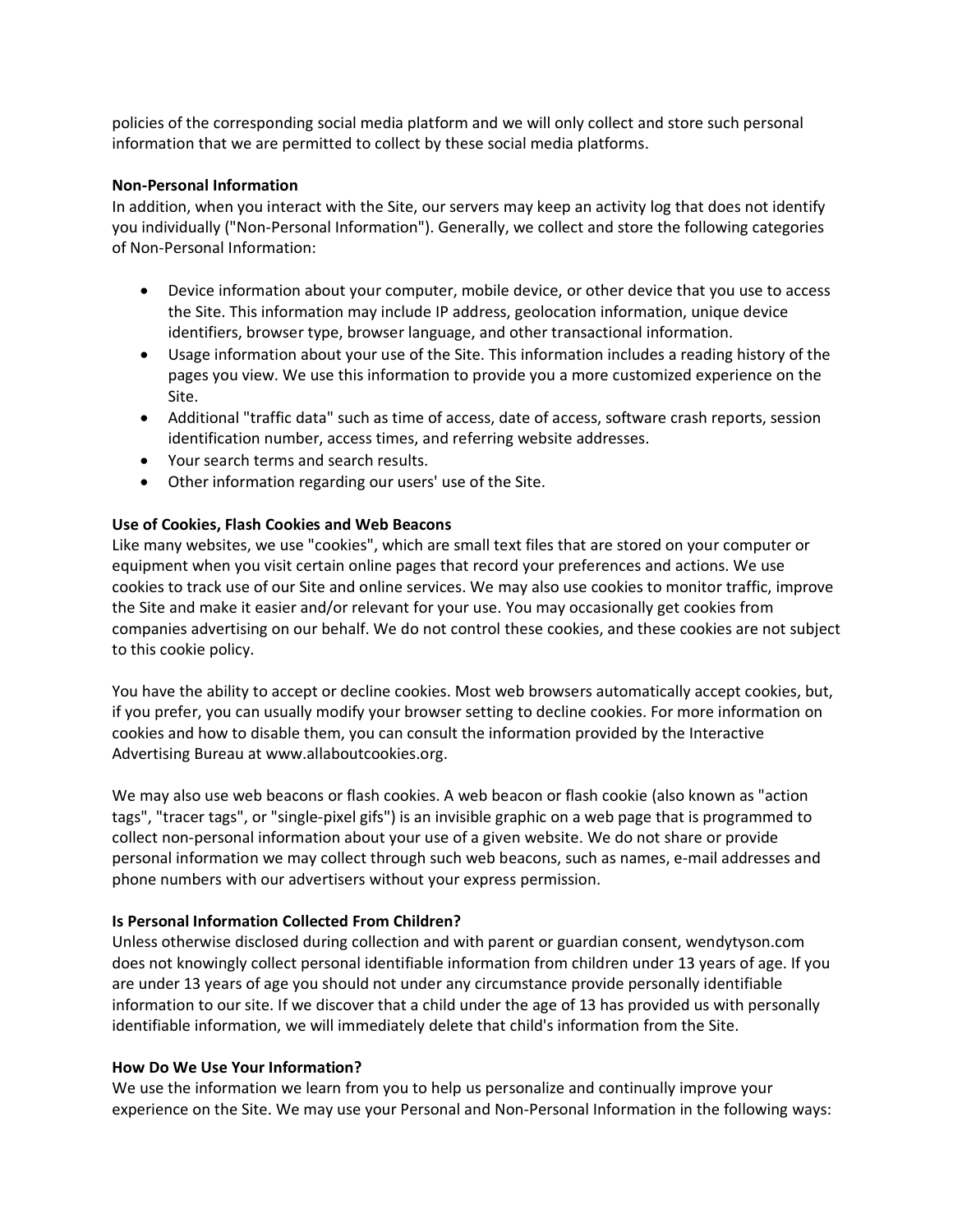policies of the corresponding social media platform and we will only collect and store such personal information that we are permitted to collect by these social media platforms.

**Non-Personal Information**

In addition, when you interact with the Site, our servers may keep an activity log that does not identify you individually ("Non-Personal Information"). Generally, we collect and store the following categories of Non-Personal Information:

- Device information about your computer, mobile device, or other device that you use to access the Site. This information may include IP address, geolocation information, unique device identifiers, browser type, browser language, and other transactional information.
- Usage information about your use of the Site. This information includes a reading history of the pages you view. We use this information to provide you a more customized experience on the Site.
- Additional "traffic data" such as time of access, date of access, software crash reports, session identification number, access times, and referring website addresses.
- Your search terms and search results.
- Other information regarding our users' use of the Site.

**Use of Cookies, Flash Cookies and Web Beacons**

Like many websites, we use "cookies", which are small text files that are stored on your computer or equipment when you visit certain online pages that record your preferences and actions. We use cookies to track use of our Site and online services. We may also use cookies to monitor traffic, improve the Site and make it easier and/or relevant for your use. You may occasionally get cookies from companies advertising on our behalf. We do not control these cookies, and these cookies are not subject to this cookie policy.

You have the ability to accept or decline cookies. Most web browsers automatically accept cookies, but, if you prefer, you can usually modify your browser setting to decline cookies. For more information on cookies and how to disable them, you can consult the information provided by the Interactive Advertising Bureau at www.allaboutcookies.org.

We may also use web beacons or flash cookies. A web beacon or flash cookie (also known as "action tags", "tracer tags", or "single-pixel gifs") is an invisible graphic on a web page that is programmed to collect non-personal information about your use of a given website. We do not share or provide personal information we may collect through such web beacons, such as names, e-mail addresses and phone numbers with our advertisers without your express permission.

**Is Personal Information Collected From Children?**

Unless otherwise disclosed during collection and with parent or guardian consent, wendytyson.com does not knowingly collect personal identifiable information from children under 13 years of age. If you are under 13 years of age you should not under any circumstance provide personally identifiable information to our site. If we discover that a child under the age of 13 has provided us with personally identifiable information, we will immediately delete that child's information from the Site.

**How Do We Use Your Information?**

We use the information we learn from you to help us personalize and continually improve your experience on the Site. We may use your Personal and Non-Personal Information in the following ways: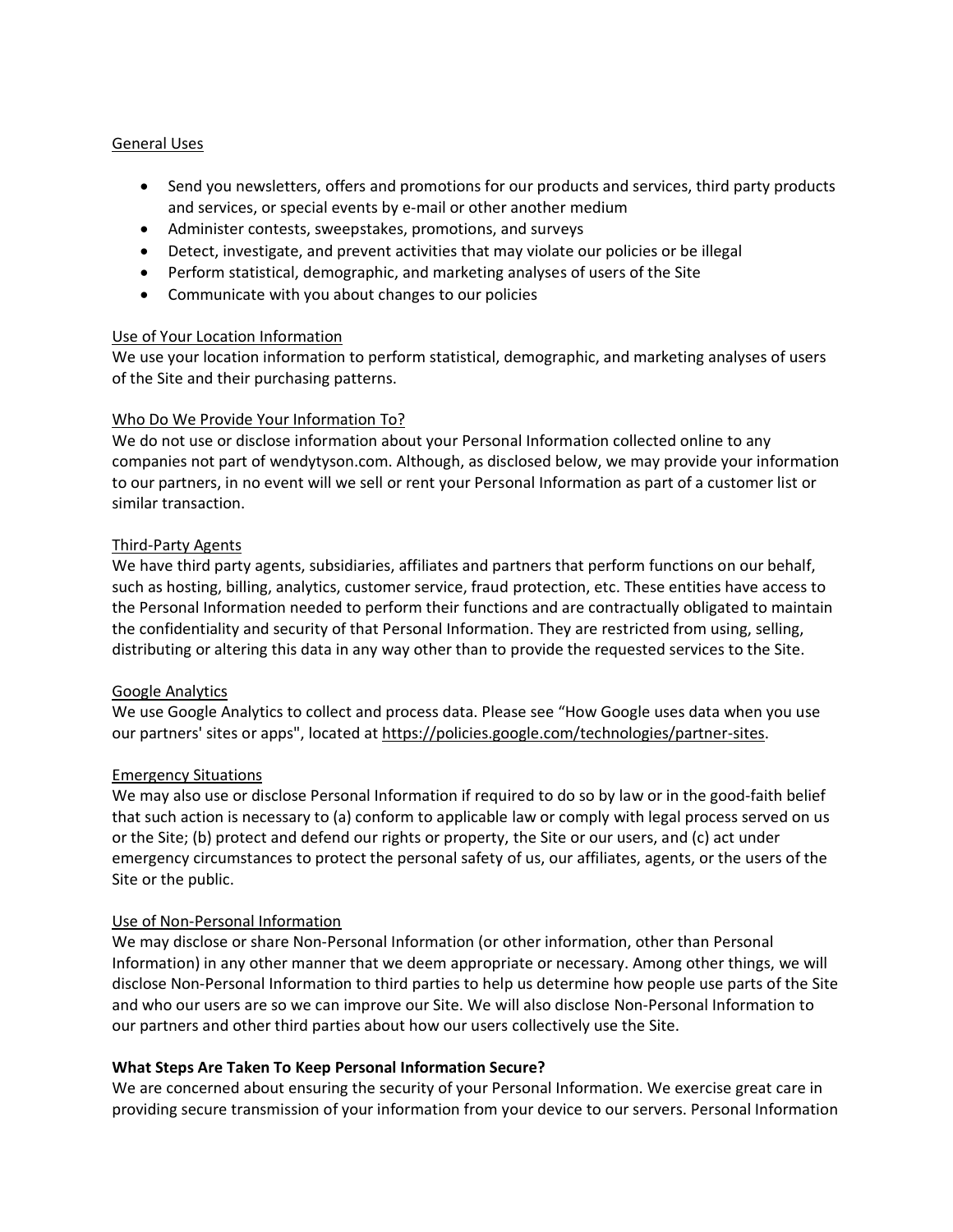General Uses

- Send you newsletters, offers and promotions for our products and services, third party products and services, or special events by e-mail or other another medium
- Administer contests, sweepstakes, promotions, and surveys
- Detect, investigate, and prevent activities that may violate our policies or be illegal
- Perform statistical, demographic, and marketing analyses of users of the Site
- Communicate with you about changes to our policies

Use of Your Location Information

We use your location information to perform statistical, demographic, and marketing analyses of users of the Site and their purchasing patterns.

Who Do We Provide Your Information To?

We do not use or disclose information about your Personal Information collected online to any companies not part of wendytyson.com. Although, as disclosed below, we may provide your information to our partners, in no event will we sell or rent your Personal Information as part of a customer list or similar transaction.

Third-Party Agents

We have third party agents, subsidiaries, affiliates and partners that perform functions on our behalf, such as hosting, billing, analytics, customer service, fraud protection, etc. These entities have access to the Personal Information needed to perform their functions and are contractually obligated to maintain the confidentiality and security of that Personal Information. They are restricted from using, selling, distributing or altering this data in any way other than to provide the requested services to the Site.

Google Analytics

We use Google Analytics to collect and process data. Please see "How Google uses data when you use our partners' sites or apps", located at https://policies.google.com/technologies/partner-sites.

Emergency Situations

We may also use or disclose Personal Information if required to do so by law or in the good-faith belief that such action is necessary to (a) conform to applicable law or comply with legal process served on us or the Site; (b) protect and defend our rights or property, the Site or our users, and (c) act under emergency circumstances to protect the personal safety of us, our affiliates, agents, or the users of the Site or the public.

Use of Non-Personal Information

We may disclose or share Non-Personal Information (or other information, other than Personal Information) in any other manner that we deem appropriate or necessary. Among other things, we will disclose Non-Personal Information to third parties to help us determine how people use parts of the Site and who our users are so we can improve our Site. We will also disclose Non-Personal Information to our partners and other third parties about how our users collectively use the Site.

**What Steps Are Taken To Keep Personal Information Secure?**

We are concerned about ensuring the security of your Personal Information. We exercise great care in providing secure transmission of your information from your device to our servers. Personal Information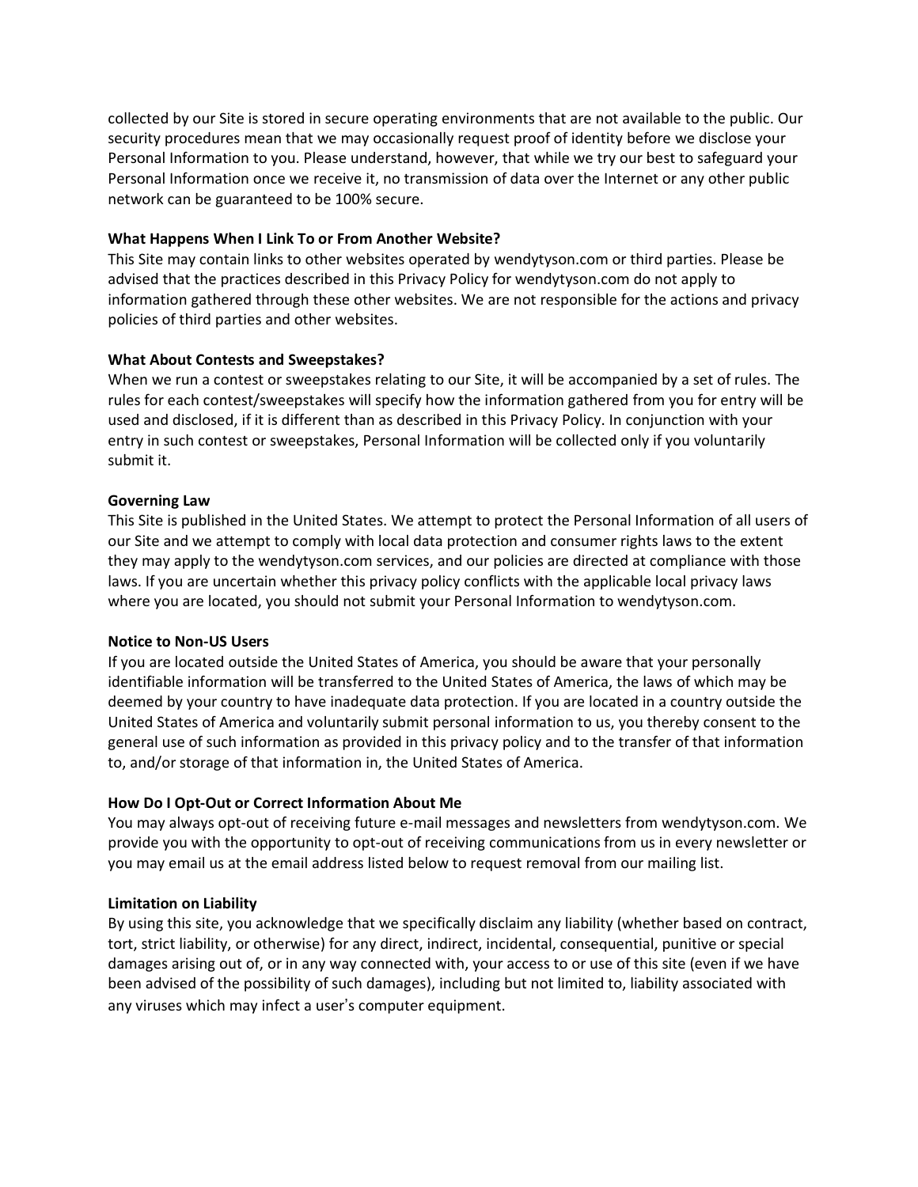collected by our Site is stored in secure operating environments that are not available to the public. Our security procedures mean that we may occasionally request proof of identity before we disclose your Personal Information to you. Please understand, however, that while we try our best to safeguard your Personal Information once we receive it, no transmission of data over the Internet or any other public network can be guaranteed to be 100% secure.

**What Happens When I Link To or From Another Website?**
This Site may contain links to other websites operated by wendytyson.com or third parties. Please be advised that the practices described in this Privacy Policy for wendytyson.com do not apply to information gathered through these other websites. We are not responsible for the actions and privacy policies of third parties and other websites.

**What About Contests and Sweepstakes?**
When we run a contest or sweepstakes relating to our Site, it will be accompanied by a set of rules. The rules for each contest/sweepstakes will specify how the information gathered from you for entry will be used and disclosed, if it is different than as described in this Privacy Policy. In conjunction with your entry in such contest or sweepstakes, Personal Information will be collected only if you voluntarily submit it.

**Governing Law**
This Site is published in the United States. We attempt to protect the Personal Information of all users of our Site and we attempt to comply with local data protection and consumer rights laws to the extent they may apply to the wendytyson.com services, and our policies are directed at compliance with those laws. If you are uncertain whether this privacy policy conflicts with the applicable local privacy laws where you are located, you should not submit your Personal Information to wendytyson.com.

**Notice to Non-US Users**
If you are located outside the United States of America, you should be aware that your personally identifiable information will be transferred to the United States of America, the laws of which may be deemed by your country to have inadequate data protection. If you are located in a country outside the United States of America and voluntarily submit personal information to us, you thereby consent to the general use of such information as provided in this privacy policy and to the transfer of that information to, and/or storage of that information in, the United States of America.

**How Do I Opt-Out or Correct Information About Me**
You may always opt-out of receiving future e-mail messages and newsletters from wendytyson.com. We provide you with the opportunity to opt-out of receiving communications from us in every newsletter or you may email us at the email address listed below to request removal from our mailing list.

**Limitation on Liability**
By using this site, you acknowledge that we specifically disclaim any liability (whether based on contract, tort, strict liability, or otherwise) for any direct, indirect, incidental, consequential, punitive or special damages arising out of, or in any way connected with, your access to or use of this site (even if we have been advised of the possibility of such damages), including but not limited to, liability associated with any viruses which may infect a user's computer equipment.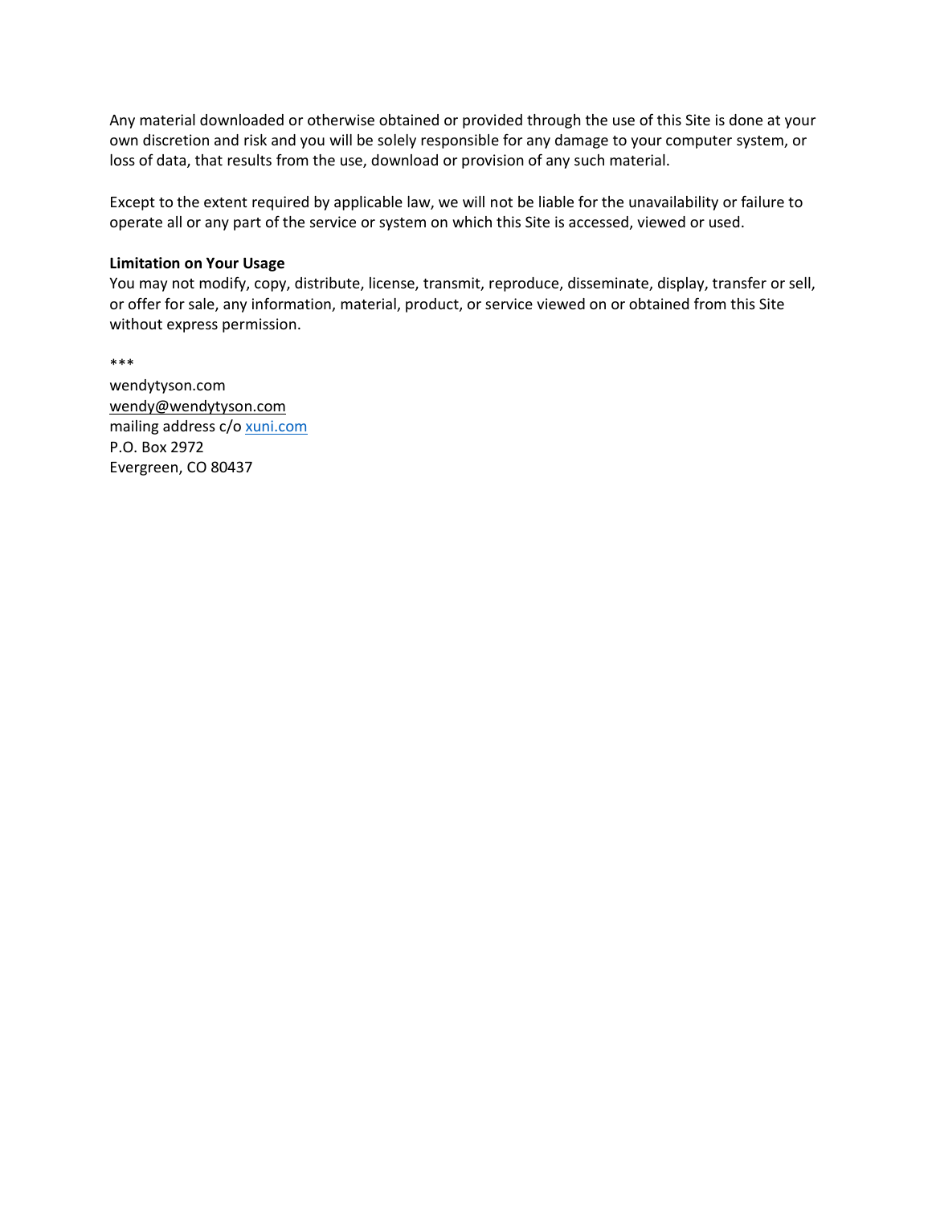Any material downloaded or otherwise obtained or provided through the use of this Site is done at your own discretion and risk and you will be solely responsible for any damage to your computer system, or loss of data, that results from the use, download or provision of any such material.

Except to the extent required by applicable law, we will not be liable for the unavailability or failure to operate all or any part of the service or system on which this Site is accessed, viewed or used.

**Limitation on Your Usage**
You may not modify, copy, distribute, license, transmit, reproduce, disseminate, display, transfer or sell, or offer for sale, any information, material, product, or service viewed on or obtained from this Site without express permission.

***
wendytyson.com
wendy@wendytyson.com
mailing address c/o xuni.com
P.O. Box 2972
Evergreen, CO 80437